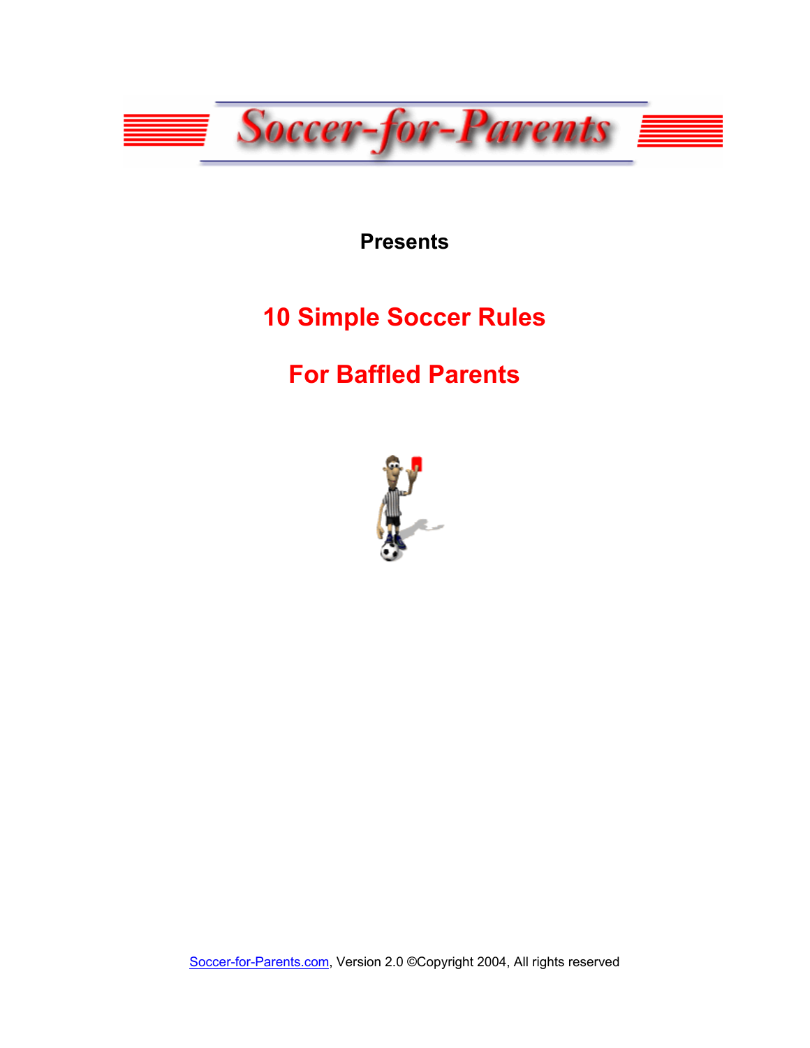# Soccer-for-Parents

**Presents**

# 10 Simple Soccer Rules

# For Baffled Parents

Soccer-for-Parents.com, Version 2.0 ©Copyright 2004, All rights reserved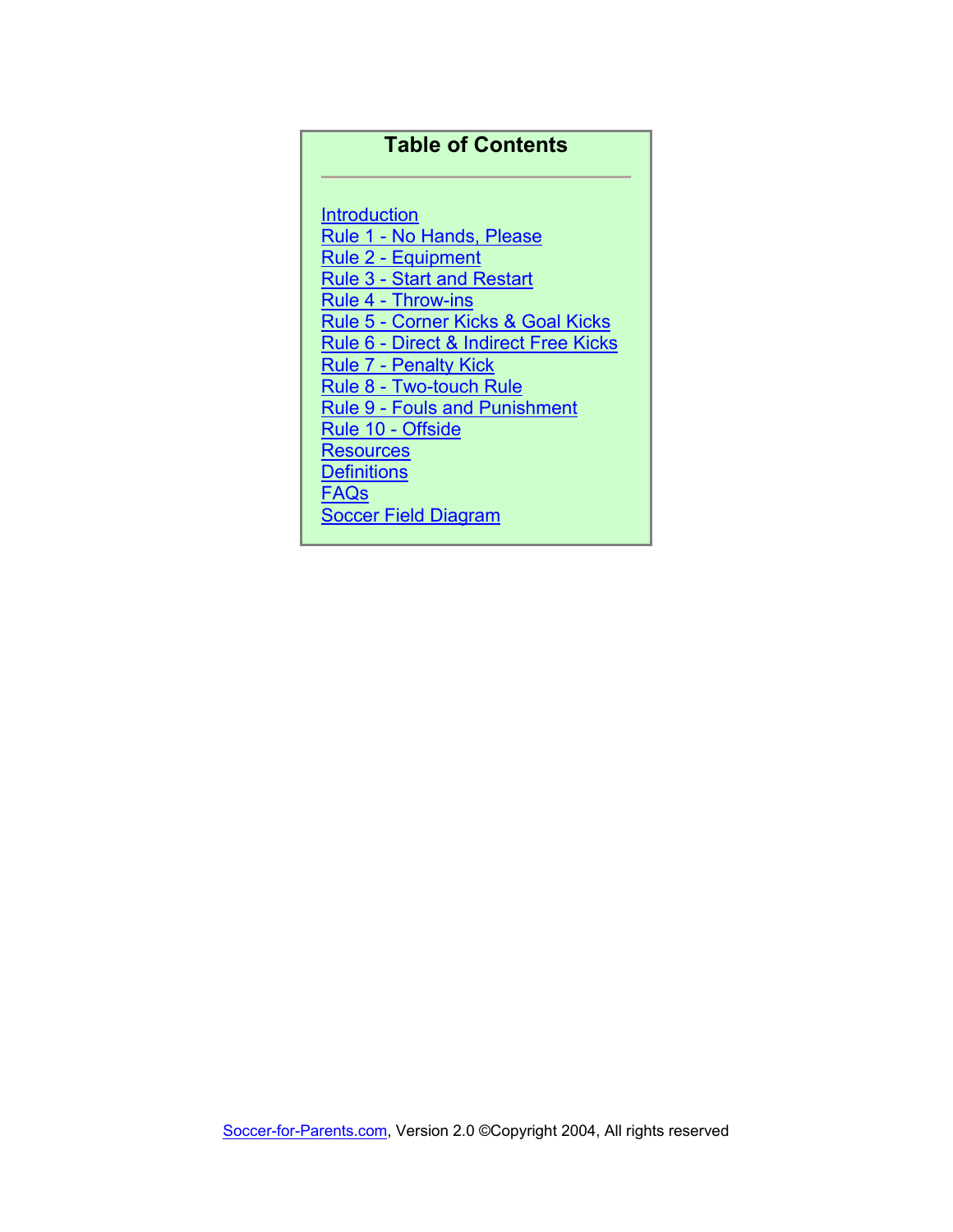# Table of Contents

- Introduction
- Rule 1 - No Hands, Please
- Rule 2 - Equipment
- Rule 3 - Start and Restart
- Rule 4 - Throw-ins
- Rule 5 - Corner Kicks & Goal Kicks
- Rule 6 - Direct & Indirect Free Kicks
- Rule 7 - Penalty Kick
- Rule 8 - Two-touch Rule
- Rule 9 - Fouls and Punishment
- Rule 10 - Offside
- Resources
- Definitions
- FAQs
- Soccer Field Diagram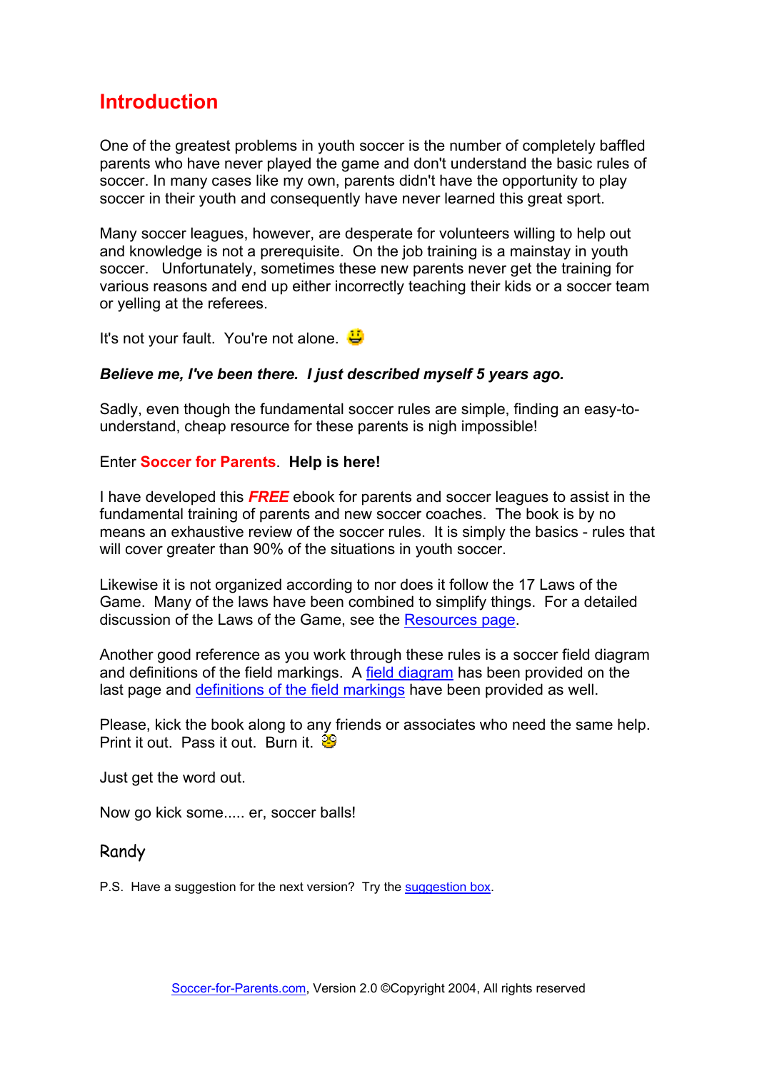# Introduction

One of the greatest problems in youth soccer is the number of completely baffled parents who have never played the game and don't understand the basic rules of soccer. In many cases like my own, parents didn't have the opportunity to play soccer in their youth and consequently have never learned this great sport.

Many soccer leagues, however, are desperate for volunteers willing to help out and knowledge is not a prerequisite. On the job training is a mainstay in youth soccer. Unfortunately, sometimes these new parents never get the training for various reasons and end up either incorrectly teaching their kids or a soccer team or yelling at the referees.

It's not your fault. You're not alone.

***Believe me, I've been there. I just described myself 5 years ago.***

Sadly, even though the fundamental soccer rules are simple, finding an easy-to-understand, cheap resource for these parents is nigh impossible!

Enter **Soccer for Parents**. **Help is here!**

I have developed this ***FREE*** ebook for parents and soccer leagues to assist in the fundamental training of parents and new soccer coaches. The book is by no means an exhaustive review of the soccer rules. It is simply the basics - rules that will cover greater than 90% of the situations in youth soccer.

Likewise it is not organized according to nor does it follow the 17 Laws of the Game. Many of the laws have been combined to simplify things. For a detailed discussion of the Laws of the Game, see the Resources page.

Another good reference as you work through these rules is a soccer field diagram and definitions of the field markings. A field diagram has been provided on the last page and definitions of the field markings have been provided as well.

Please, kick the book along to any friends or associates who need the same help. Print it out. Pass it out. Burn it.

Just get the word out.

Now go kick some..... er, soccer balls!

Randy

P.S. Have a suggestion for the next version? Try the suggestion box.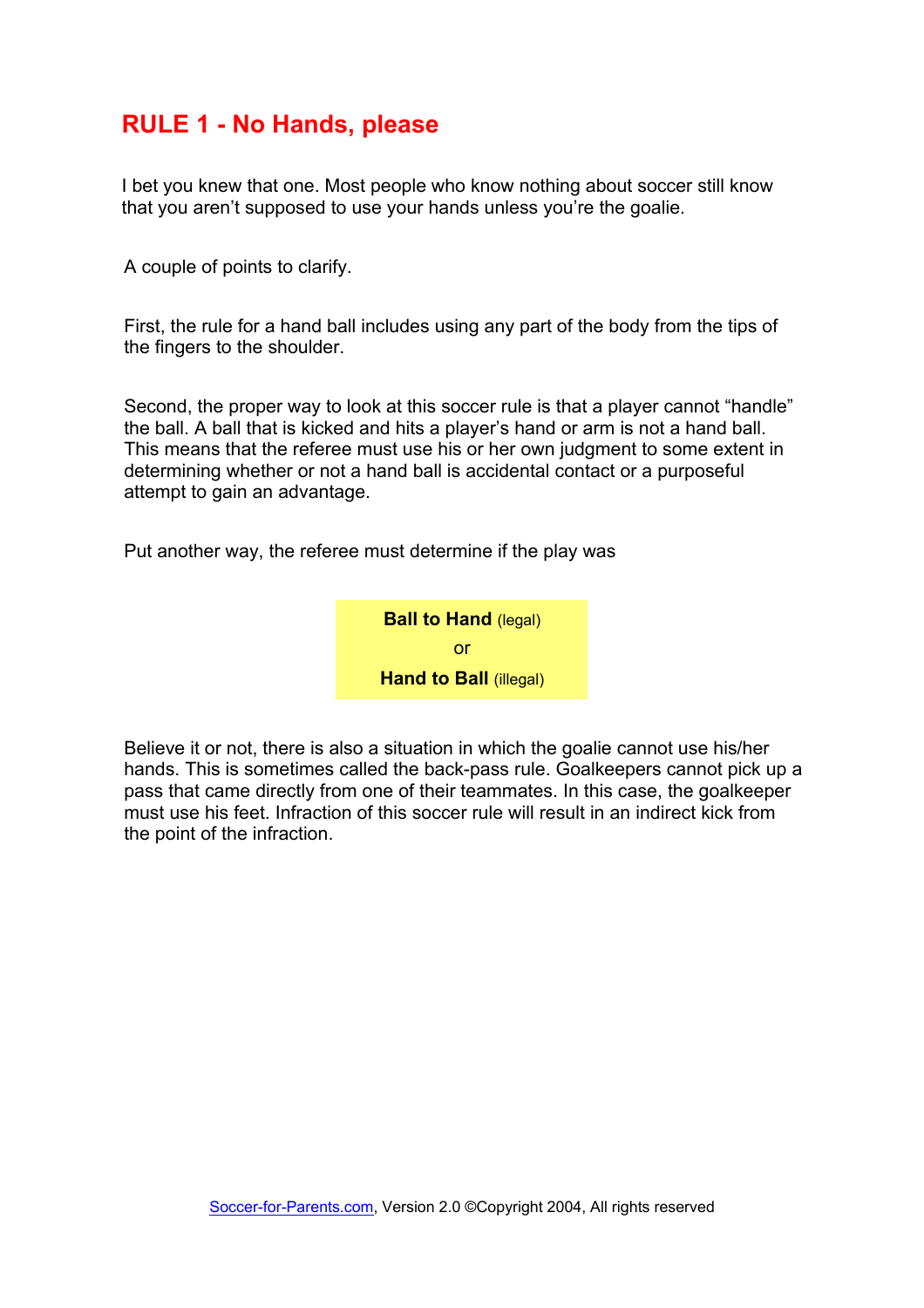## RULE 1 - No Hands, please

I bet you knew that one. Most people who know nothing about soccer still know that you aren't supposed to use your hands unless you're the goalie.

A couple of points to clarify.

First, the rule for a hand ball includes using any part of the body from the tips of the fingers to the shoulder.

Second, the proper way to look at this soccer rule is that a player cannot "handle" the ball. A ball that is kicked and hits a player's hand or arm is not a hand ball. This means that the referee must use his or her own judgment to some extent in determining whether or not a hand ball is accidental contact or a purposeful attempt to gain an advantage.

Put another way, the referee must determine if the play was

**Ball to Hand** (legal)
or
**Hand to Ball** (illegal)

Believe it or not, there is also a situation in which the goalie cannot use his/her hands. This is sometimes called the back-pass rule. Goalkeepers cannot pick up a pass that came directly from one of their teammates. In this case, the goalkeeper must use his feet. Infraction of this soccer rule will result in an indirect kick from the point of the infraction.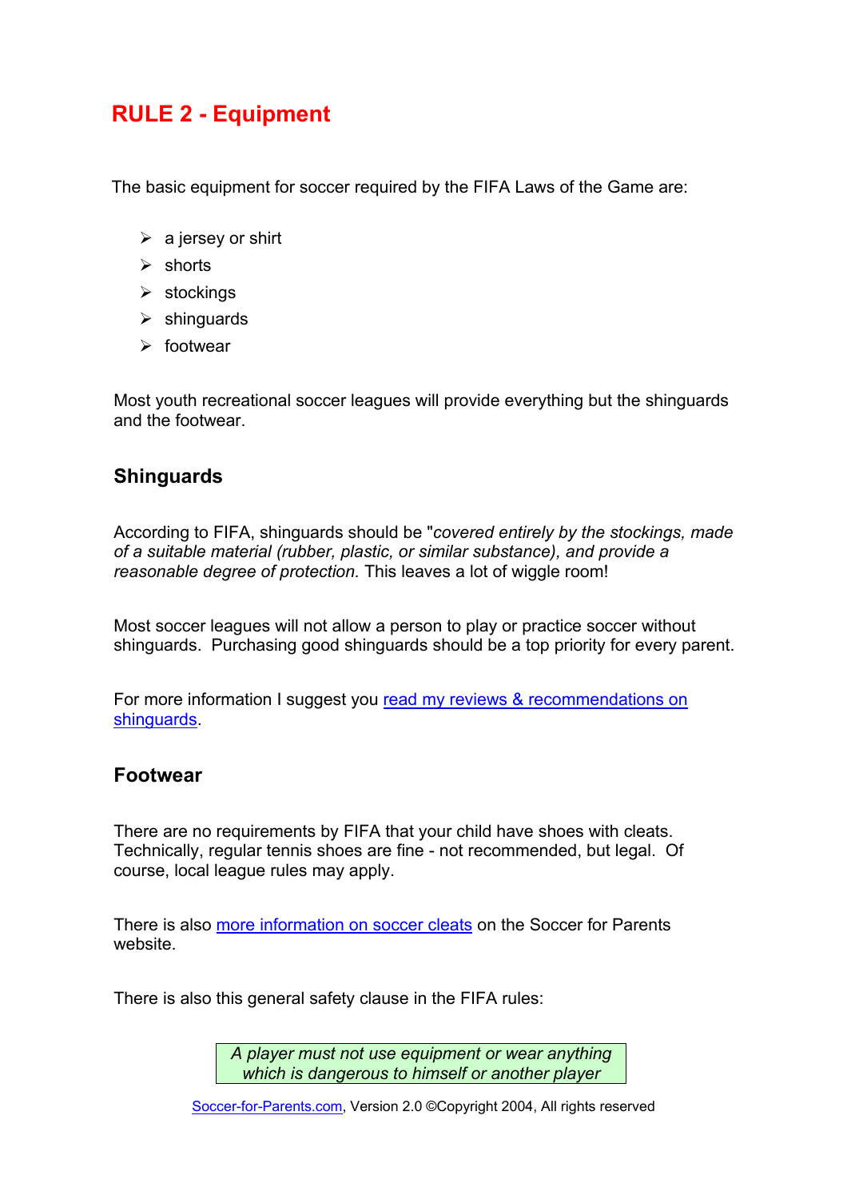# RULE 2 - Equipment

The basic equipment for soccer required by the FIFA Laws of the Game are:

- a jersey or shirt
- shorts
- stockings
- shinguards
- footwear

Most youth recreational soccer leagues will provide everything but the shinguards and the footwear.

## Shinguards

According to FIFA, shinguards should be "*covered entirely by the stockings, made of a suitable material (rubber, plastic, or similar substance), and provide a reasonable degree of protection.* This leaves a lot of wiggle room!

Most soccer leagues will not allow a person to play or practice soccer without shinguards. Purchasing good shinguards should be a top priority for every parent.

For more information I suggest you read my reviews & recommendations on shinguards.

## Footwear

There are no requirements by FIFA that your child have shoes with cleats. Technically, regular tennis shoes are fine - not recommended, but legal. Of course, local league rules may apply.

There is also more information on soccer cleats on the Soccer for Parents website.

There is also this general safety clause in the FIFA rules:

> *A player must not use equipment or wear anything which is dangerous to himself or another player*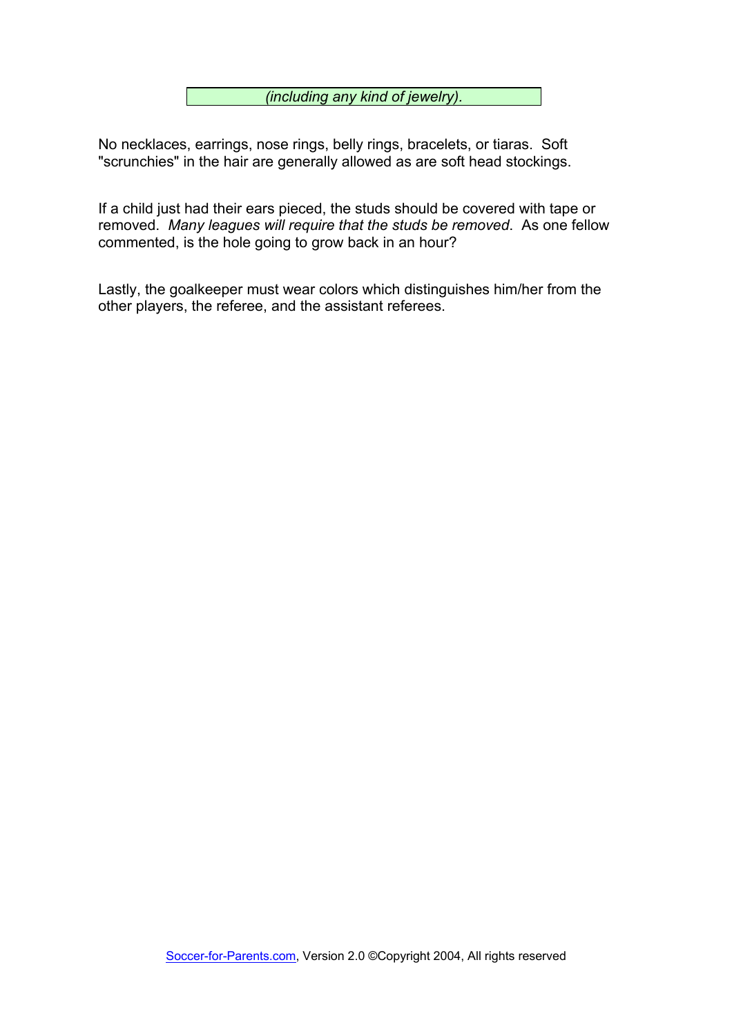*(including any kind of jewelry).*

No necklaces, earrings, nose rings, belly rings, bracelets, or tiaras. Soft "scrunchies" in the hair are generally allowed as are soft head stockings.

If a child just had their ears pieced, the studs should be covered with tape or removed. *Many leagues will require that the studs be removed*. As one fellow commented, is the hole going to grow back in an hour?

Lastly, the goalkeeper must wear colors which distinguishes him/her from the other players, the referee, and the assistant referees.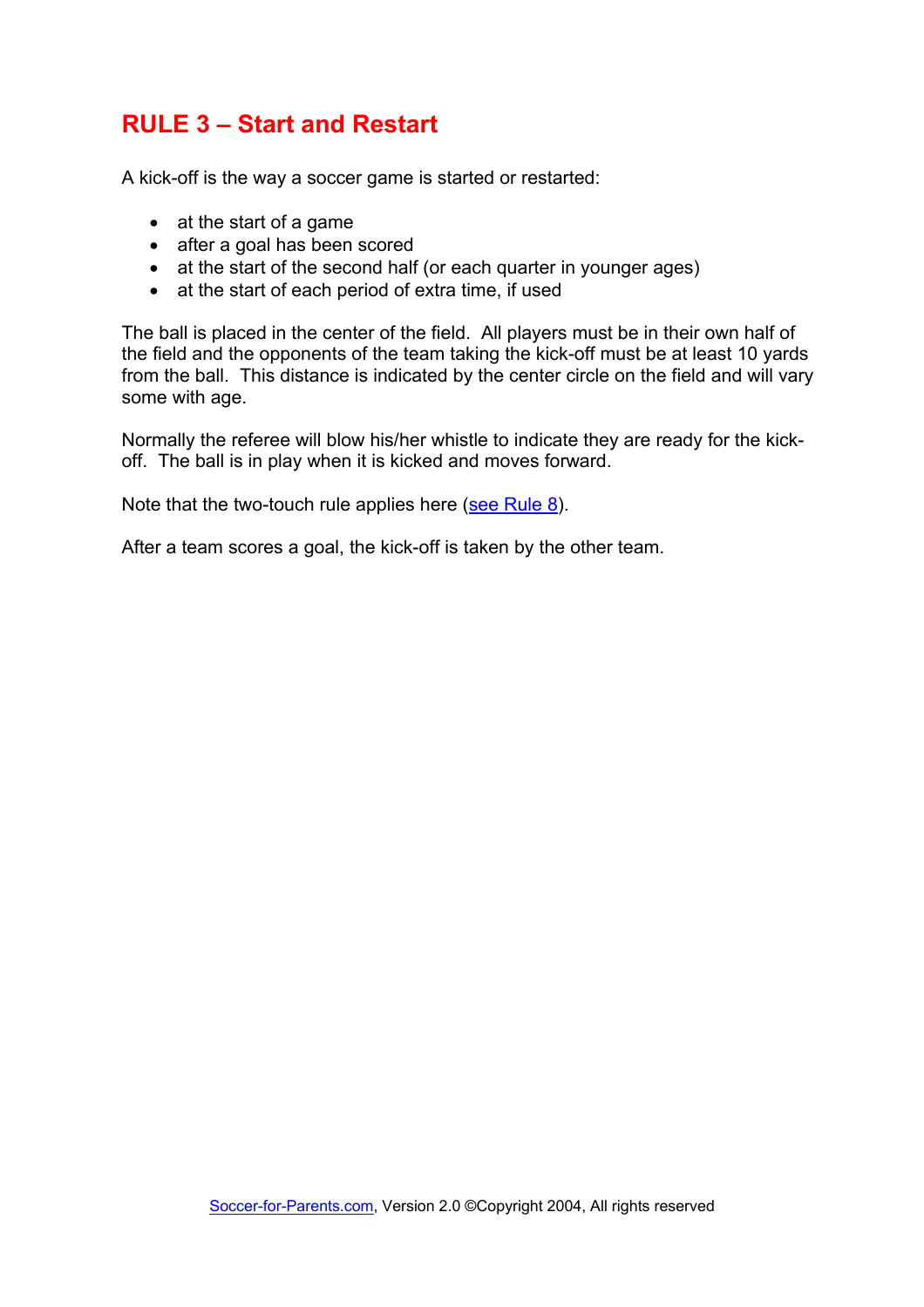## RULE 3 – Start and Restart

A kick-off is the way a soccer game is started or restarted:

- at the start of a game
- after a goal has been scored
- at the start of the second half (or each quarter in younger ages)
- at the start of each period of extra time, if used

The ball is placed in the center of the field. All players must be in their own half of the field and the opponents of the team taking the kick-off must be at least 10 yards from the ball. This distance is indicated by the center circle on the field and will vary some with age.

Normally the referee will blow his/her whistle to indicate they are ready for the kick-off. The ball is in play when it is kicked and moves forward.

Note that the two-touch rule applies here (see Rule 8).

After a team scores a goal, the kick-off is taken by the other team.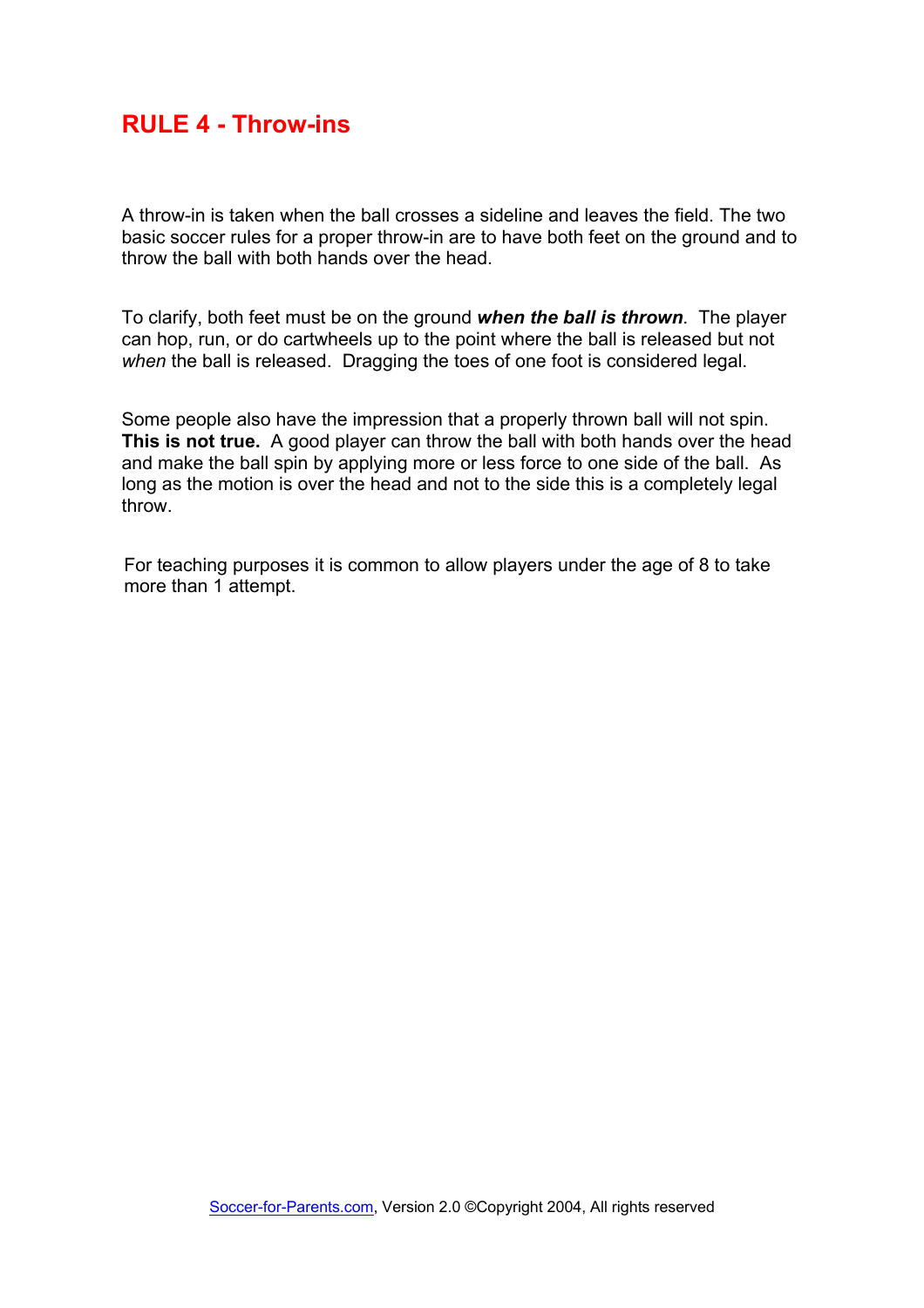## RULE 4 - Throw-ins

A throw-in is taken when the ball crosses a sideline and leaves the field. The two basic soccer rules for a proper throw-in are to have both feet on the ground and to throw the ball with both hands over the head.

To clarify, both feet must be on the ground ***when the ball is thrown***. The player can hop, run, or do cartwheels up to the point where the ball is released but not *when* the ball is released. Dragging the toes of one foot is considered legal.

Some people also have the impression that a properly thrown ball will not spin. **This is not true.** A good player can throw the ball with both hands over the head and make the ball spin by applying more or less force to one side of the ball. As long as the motion is over the head and not to the side this is a completely legal throw.

For teaching purposes it is common to allow players under the age of 8 to take more than 1 attempt.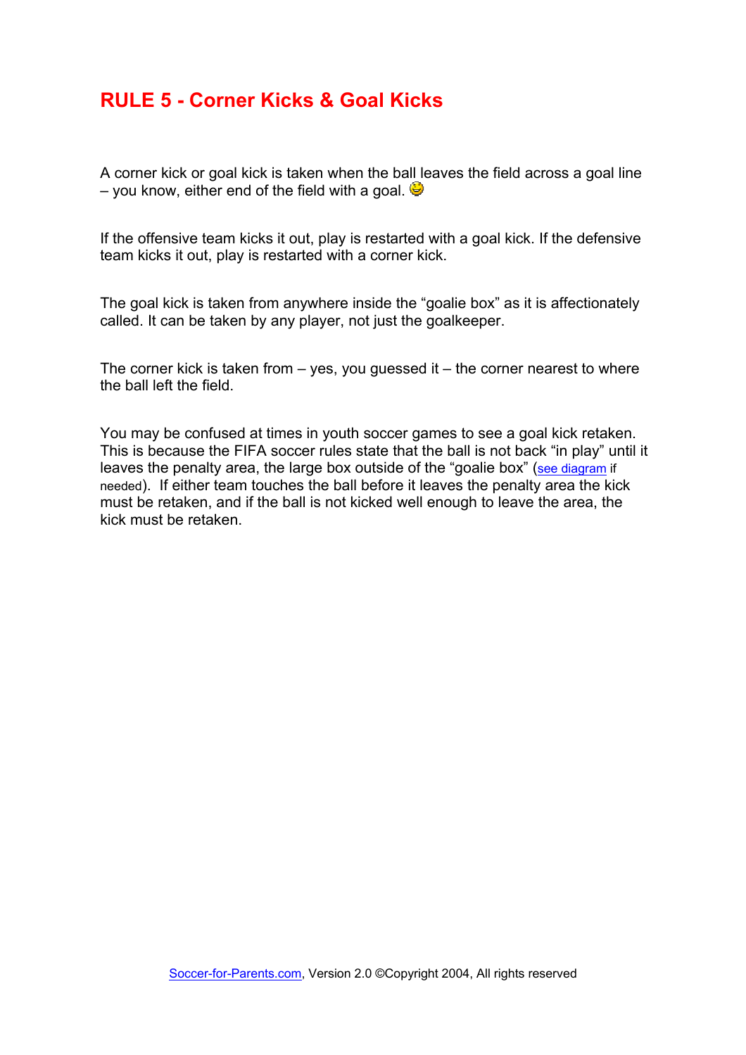# RULE 5 - Corner Kicks & Goal Kicks

A corner kick or goal kick is taken when the ball leaves the field across a goal line – you know, either end of the field with a goal.

If the offensive team kicks it out, play is restarted with a goal kick. If the defensive team kicks it out, play is restarted with a corner kick.

The goal kick is taken from anywhere inside the "goalie box" as it is affectionately called. It can be taken by any player, not just the goalkeeper.

The corner kick is taken from – yes, you guessed it – the corner nearest to where the ball left the field.

You may be confused at times in youth soccer games to see a goal kick retaken. This is because the FIFA soccer rules state that the ball is not back "in play" until it leaves the penalty area, the large box outside of the "goalie box" (see diagram if needed). If either team touches the ball before it leaves the penalty area the kick must be retaken, and if the ball is not kicked well enough to leave the area, the kick must be retaken.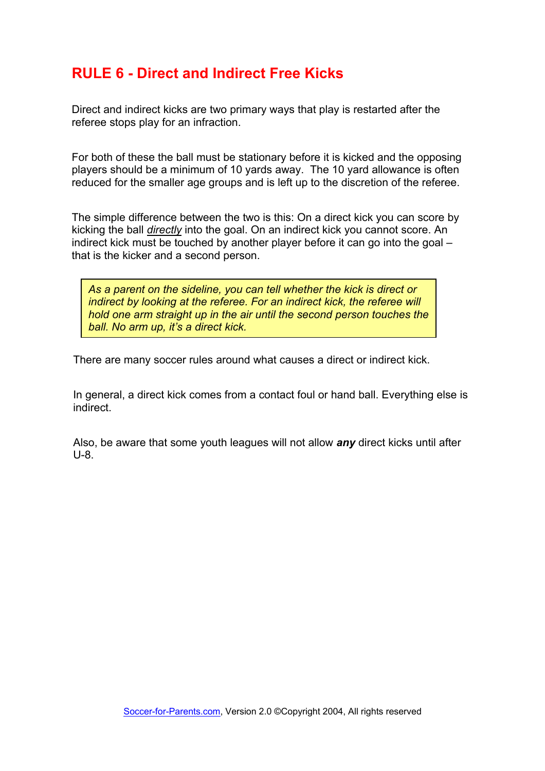## RULE 6 - Direct and Indirect Free Kicks

Direct and indirect kicks are two primary ways that play is restarted after the referee stops play for an infraction.

For both of these the ball must be stationary before it is kicked and the opposing players should be a minimum of 10 yards away. The 10 yard allowance is often reduced for the smaller age groups and is left up to the discretion of the referee.

The simple difference between the two is this: On a direct kick you can score by kicking the ball *directly* into the goal. On an indirect kick you cannot score. An indirect kick must be touched by another player before it can go into the goal – that is the kicker and a second person.

> *As a parent on the sideline, you can tell whether the kick is direct or indirect by looking at the referee. For an indirect kick, the referee will hold one arm straight up in the air until the second person touches the ball. No arm up, it's a direct kick.*

There are many soccer rules around what causes a direct or indirect kick.

In general, a direct kick comes from a contact foul or hand ball. Everything else is indirect.

Also, be aware that some youth leagues will not allow ***any*** direct kicks until after U-8.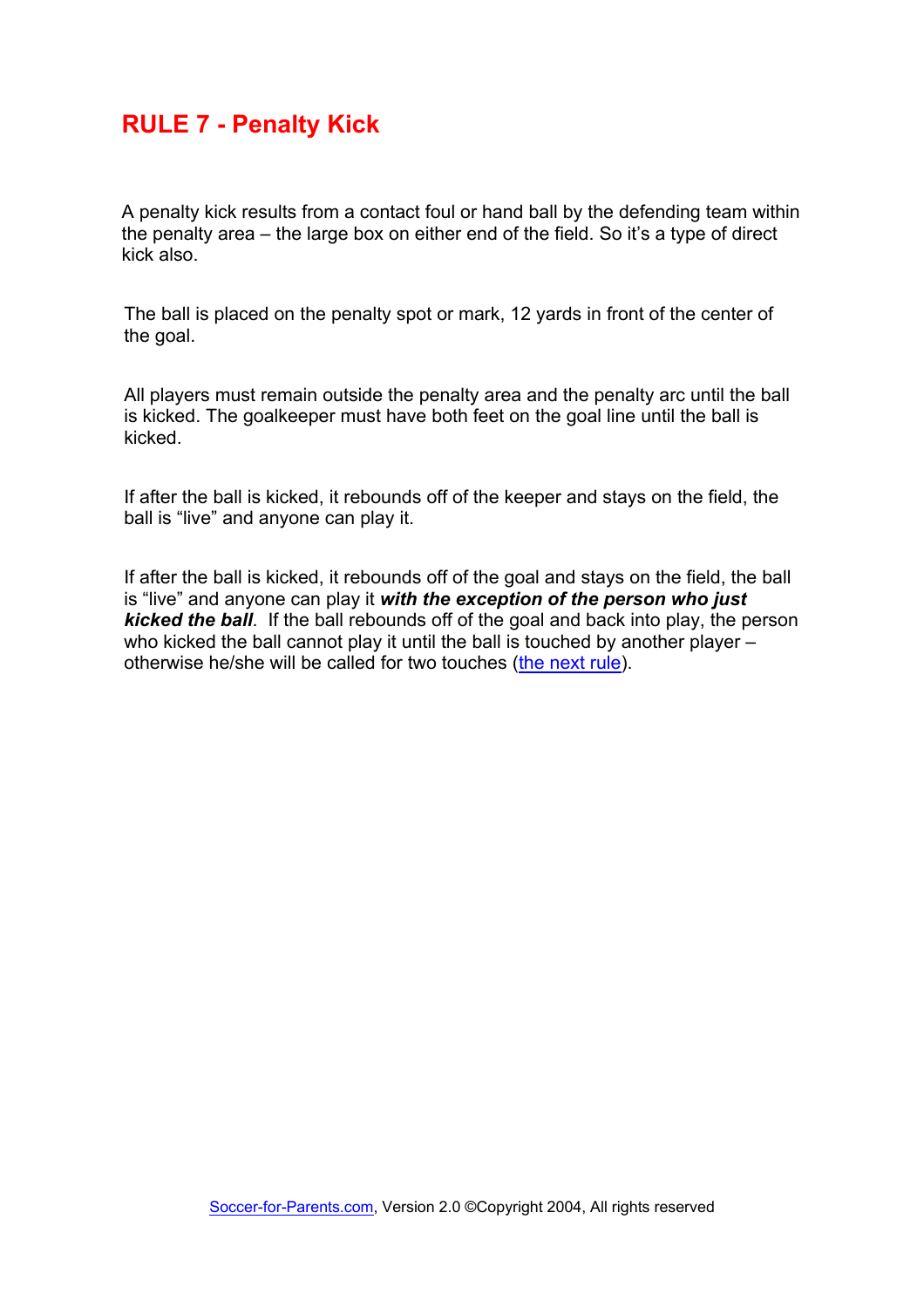# RULE 7 - Penalty Kick

A penalty kick results from a contact foul or hand ball by the defending team within the penalty area – the large box on either end of the field. So it's a type of direct kick also.

The ball is placed on the penalty spot or mark, 12 yards in front of the center of the goal.

All players must remain outside the penalty area and the penalty arc until the ball is kicked. The goalkeeper must have both feet on the goal line until the ball is kicked.

If after the ball is kicked, it rebounds off of the keeper and stays on the field, the ball is "live" and anyone can play it.

If after the ball is kicked, it rebounds off of the goal and stays on the field, the ball is "live" and anyone can play it ***with the exception of the person who just kicked the ball***. If the ball rebounds off of the goal and back into play, the person who kicked the ball cannot play it until the ball is touched by another player – otherwise he/she will be called for two touches (the next rule).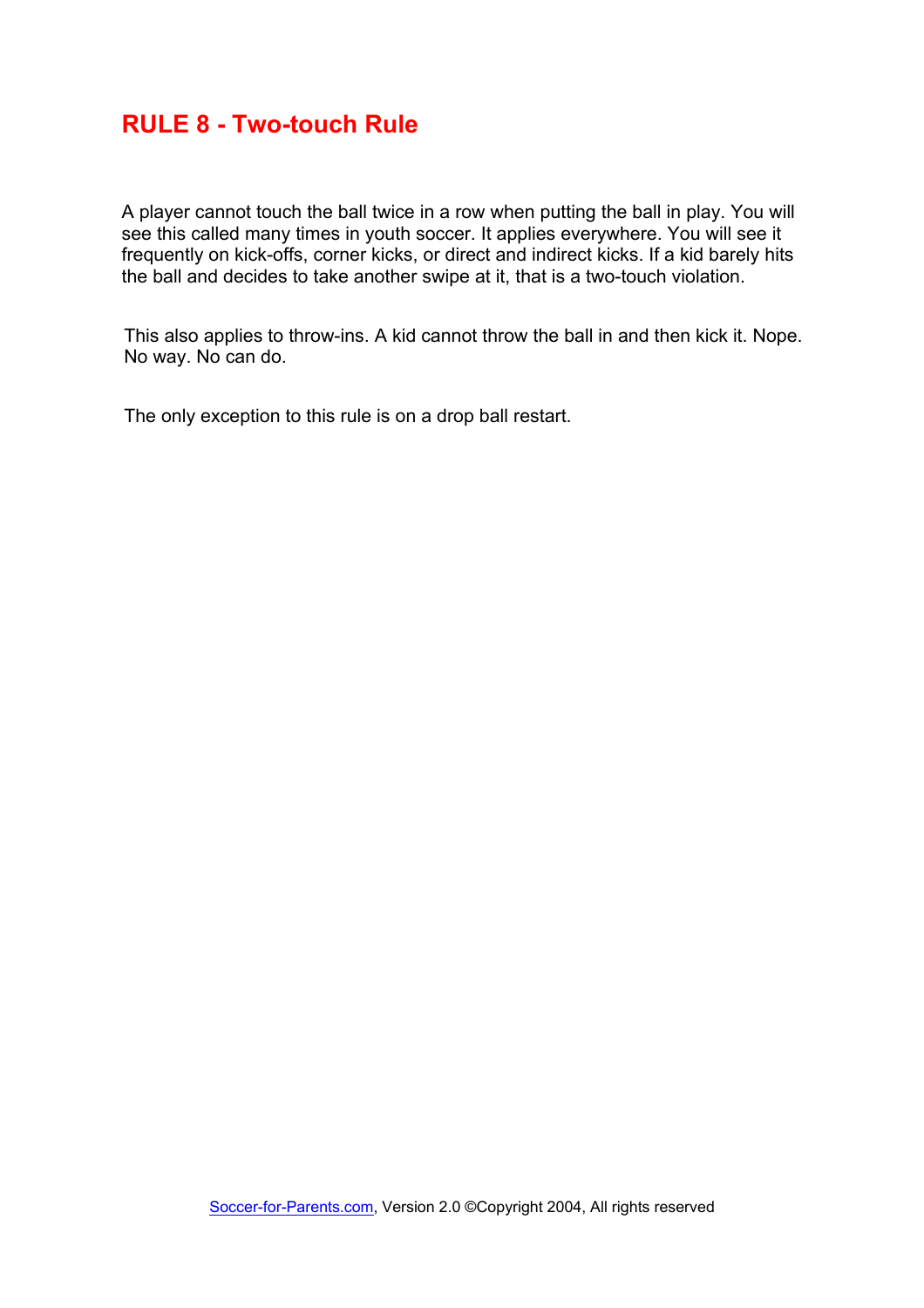## RULE 8 - Two-touch Rule

A player cannot touch the ball twice in a row when putting the ball in play. You will see this called many times in youth soccer. It applies everywhere. You will see it frequently on kick-offs, corner kicks, or direct and indirect kicks. If a kid barely hits the ball and decides to take another swipe at it, that is a two-touch violation.

This also applies to throw-ins. A kid cannot throw the ball in and then kick it. Nope. No way. No can do.

The only exception to this rule is on a drop ball restart.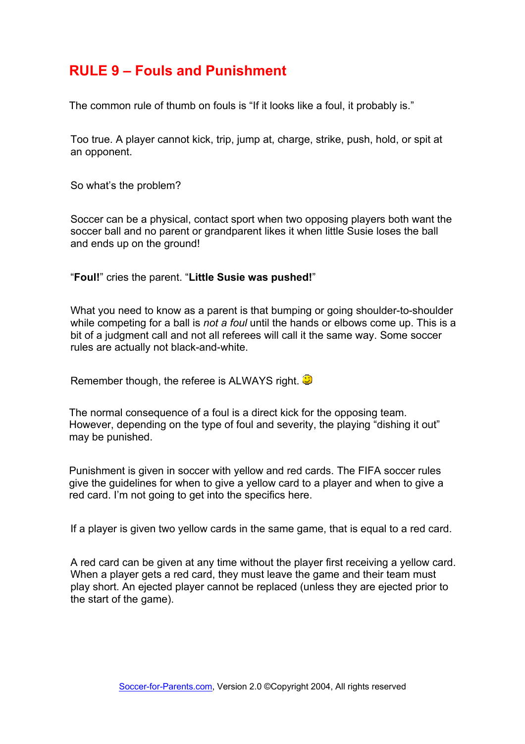# RULE 9 – Fouls and Punishment

The common rule of thumb on fouls is “If it looks like a foul, it probably is.”

Too true. A player cannot kick, trip, jump at, charge, strike, push, hold, or spit at an opponent.

So what’s the problem?

Soccer can be a physical, contact sport when two opposing players both want the soccer ball and no parent or grandparent likes it when little Susie loses the ball and ends up on the ground!

“**Foul!**” cries the parent. “**Little Susie was pushed!**”

What you need to know as a parent is that bumping or going shoulder-to-shoulder while competing for a ball is *not a foul* until the hands or elbows come up. This is a bit of a judgment call and not all referees will call it the same way. Some soccer rules are actually not black-and-white.

Remember though, the referee is ALWAYS right. 😉

The normal consequence of a foul is a direct kick for the opposing team. However, depending on the type of foul and severity, the playing “dishing it out” may be punished.

Punishment is given in soccer with yellow and red cards. The FIFA soccer rules give the guidelines for when to give a yellow card to a player and when to give a red card. I’m not going to get into the specifics here.

If a player is given two yellow cards in the same game, that is equal to a red card.

A red card can be given at any time without the player first receiving a yellow card. When a player gets a red card, they must leave the game and their team must play short. An ejected player cannot be replaced (unless they are ejected prior to the start of the game).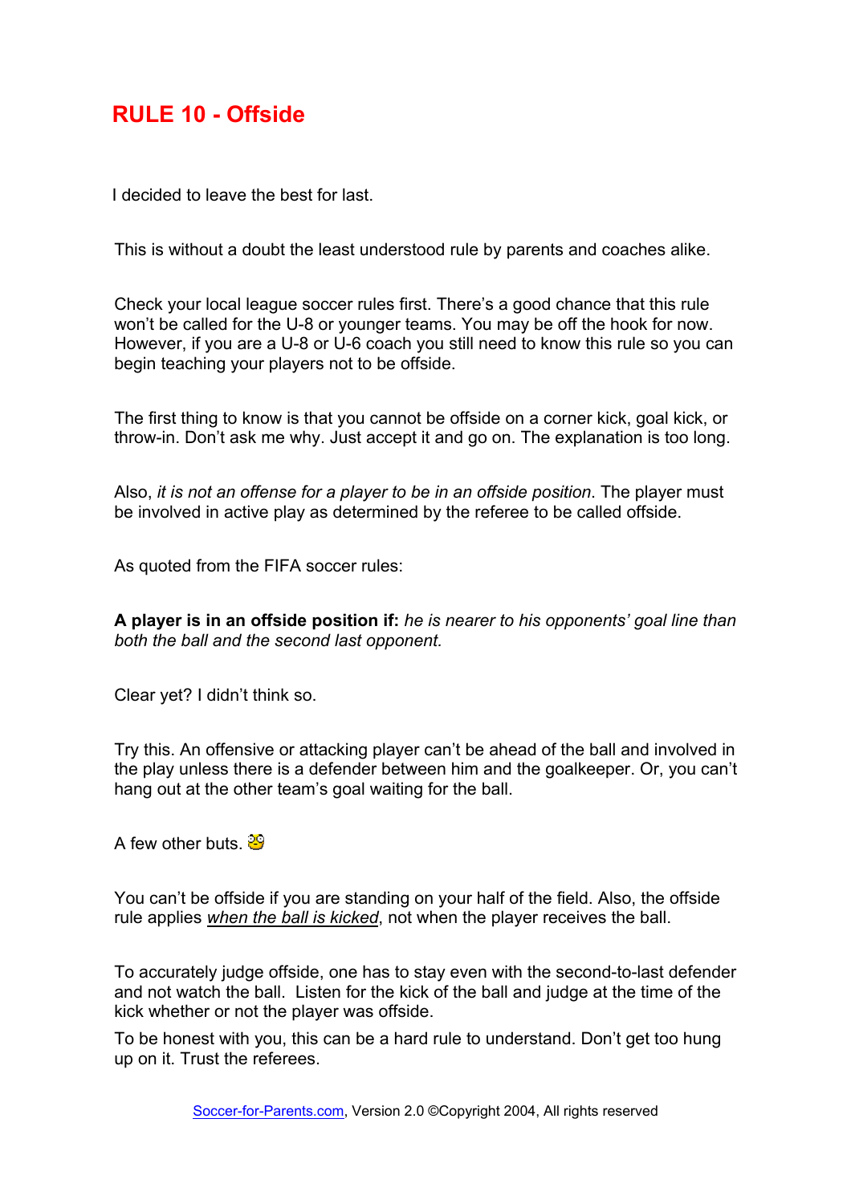# RULE 10 - Offside

I decided to leave the best for last.

This is without a doubt the least understood rule by parents and coaches alike.

Check your local league soccer rules first. There's a good chance that this rule won't be called for the U-8 or younger teams. You may be off the hook for now. However, if you are a U-8 or U-6 coach you still need to know this rule so you can begin teaching your players not to be offside.

The first thing to know is that you cannot be offside on a corner kick, goal kick, or throw-in. Don't ask me why. Just accept it and go on. The explanation is too long.

Also, *it is not an offense for a player to be in an offside position*. The player must be involved in active play as determined by the referee to be called offside.

As quoted from the FIFA soccer rules:

**A player is in an offside position if:** *he is nearer to his opponents' goal line than both the ball and the second last opponent.*

Clear yet? I didn't think so.

Try this. An offensive or attacking player can't be ahead of the ball and involved in the play unless there is a defender between him and the goalkeeper. Or, you can't hang out at the other team's goal waiting for the ball.

A few other buts.

You can't be offside if you are standing on your half of the field. Also, the offside rule applies ***when the ball is kicked***, not when the player receives the ball.

To accurately judge offside, one has to stay even with the second-to-last defender and not watch the ball. Listen for the kick of the ball and judge at the time of the kick whether or not the player was offside.

To be honest with you, this can be a hard rule to understand. Don't get too hung up on it. Trust the referees.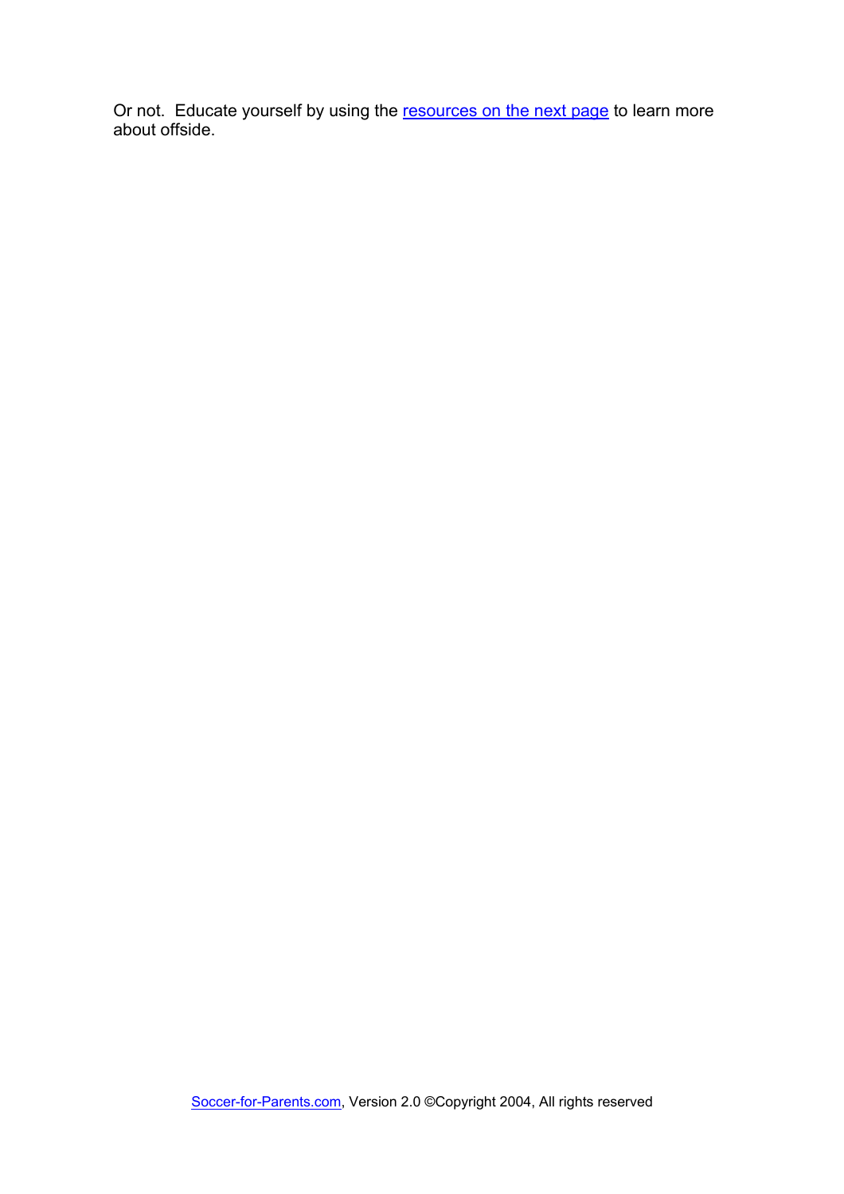Or not. Educate yourself by using the [resources on the next page] to learn more about offside.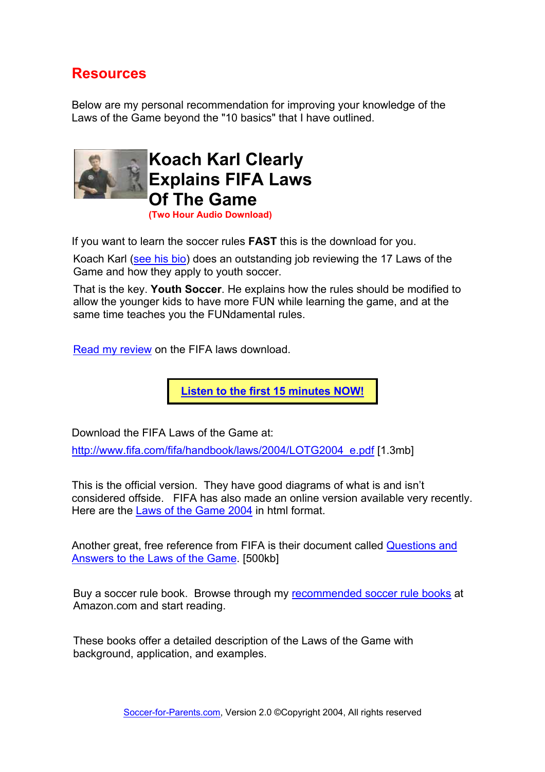# Resources

Below are my personal recommendation for improving your knowledge of the Laws of the Game beyond the "10 basics" that I have outlined.

## Koach Karl Clearly Explains FIFA Laws Of The Game

**(Two Hour Audio Download)**

If you want to learn the soccer rules **FAST** this is the download for you.

Koach Karl (see his bio) does an outstanding job reviewing the 17 Laws of the Game and how they apply to youth soccer.

That is the key. **Youth Soccer**. He explains how the rules should be modified to allow the younger kids to have more FUN while learning the game, and at the same time teaches you the FUNdamental rules.

Read my review on the FIFA laws download.

**Listen to the first 15 minutes NOW!**

Download the FIFA Laws of the Game at:

http://www.fifa.com/fifa/handbook/laws/2004/LOTG2004_e.pdf [1.3mb]

This is the official version. They have good diagrams of what is and isn't considered offside. FIFA has also made an online version available very recently. Here are the Laws of the Game 2004 in html format.

Another great, free reference from FIFA is their document called Questions and Answers to the Laws of the Game. [500kb]

Buy a soccer rule book. Browse through my recommended soccer rule books at Amazon.com and start reading.

These books offer a detailed description of the Laws of the Game with background, application, and examples.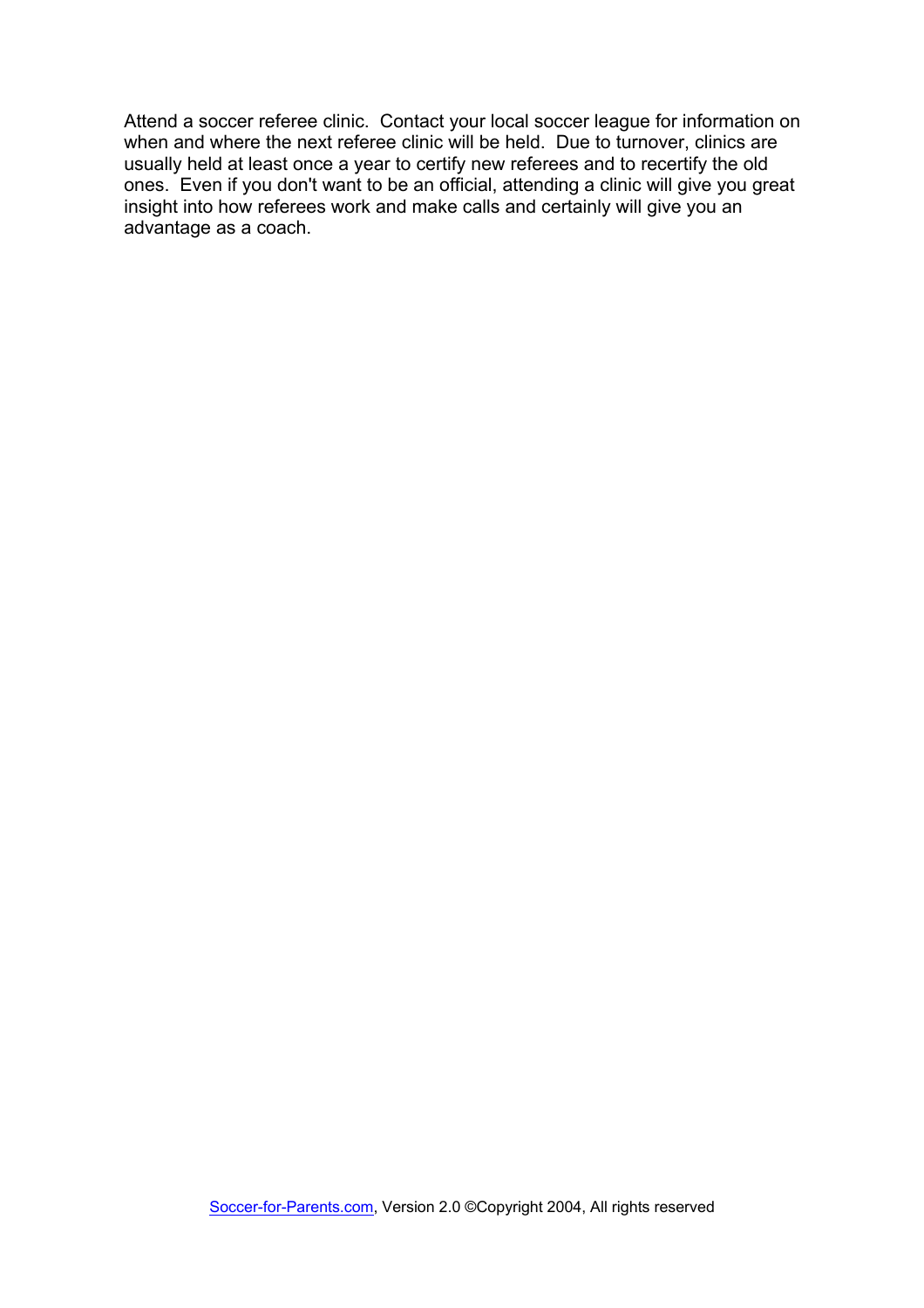Attend a soccer referee clinic. Contact your local soccer league for information on when and where the next referee clinic will be held. Due to turnover, clinics are usually held at least once a year to certify new referees and to recertify the old ones. Even if you don't want to be an official, attending a clinic will give you great insight into how referees work and make calls and certainly will give you an advantage as a coach.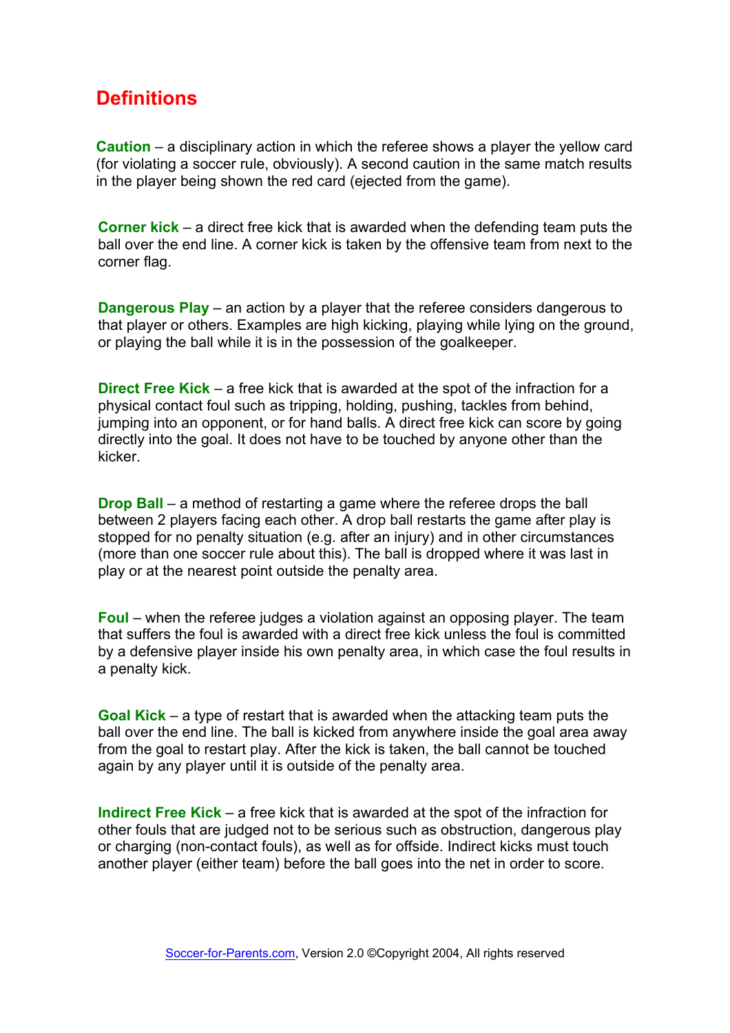## Definitions

**Caution** – a disciplinary action in which the referee shows a player the yellow card (for violating a soccer rule, obviously). A second caution in the same match results in the player being shown the red card (ejected from the game).

**Corner kick** – a direct free kick that is awarded when the defending team puts the ball over the end line. A corner kick is taken by the offensive team from next to the corner flag.

**Dangerous Play** – an action by a player that the referee considers dangerous to that player or others. Examples are high kicking, playing while lying on the ground, or playing the ball while it is in the possession of the goalkeeper.

**Direct Free Kick** – a free kick that is awarded at the spot of the infraction for a physical contact foul such as tripping, holding, pushing, tackles from behind, jumping into an opponent, or for hand balls. A direct free kick can score by going directly into the goal. It does not have to be touched by anyone other than the kicker.

**Drop Ball** – a method of restarting a game where the referee drops the ball between 2 players facing each other. A drop ball restarts the game after play is stopped for no penalty situation (e.g. after an injury) and in other circumstances (more than one soccer rule about this). The ball is dropped where it was last in play or at the nearest point outside the penalty area.

**Foul** – when the referee judges a violation against an opposing player. The team that suffers the foul is awarded with a direct free kick unless the foul is committed by a defensive player inside his own penalty area, in which case the foul results in a penalty kick.

**Goal Kick** – a type of restart that is awarded when the attacking team puts the ball over the end line. The ball is kicked from anywhere inside the goal area away from the goal to restart play. After the kick is taken, the ball cannot be touched again by any player until it is outside of the penalty area.

**Indirect Free Kick** – a free kick that is awarded at the spot of the infraction for other fouls that are judged not to be serious such as obstruction, dangerous play or charging (non-contact fouls), as well as for offside. Indirect kicks must touch another player (either team) before the ball goes into the net in order to score.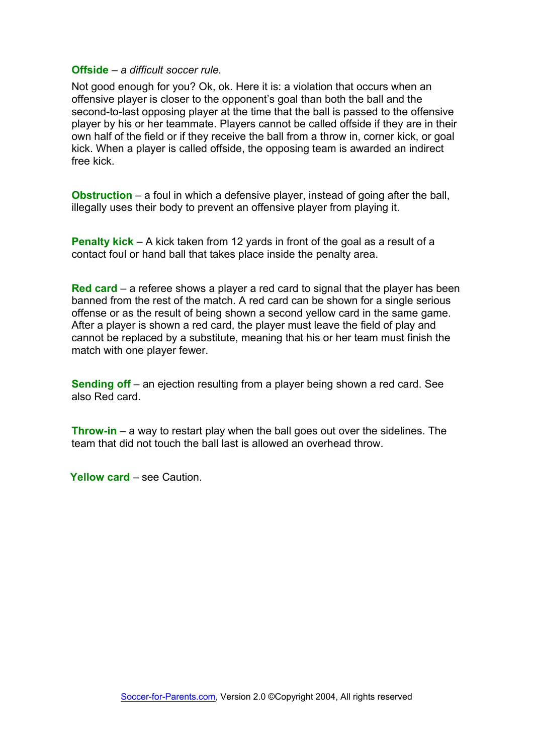**Offside** – *a difficult soccer rule.*

Not good enough for you? Ok, ok. Here it is: a violation that occurs when an offensive player is closer to the opponent's goal than both the ball and the second-to-last opposing player at the time that the ball is passed to the offensive player by his or her teammate. Players cannot be called offside if they are in their own half of the field or if they receive the ball from a throw in, corner kick, or goal kick. When a player is called offside, the opposing team is awarded an indirect free kick.

**Obstruction** – a foul in which a defensive player, instead of going after the ball, illegally uses their body to prevent an offensive player from playing it.

**Penalty kick** – A kick taken from 12 yards in front of the goal as a result of a contact foul or hand ball that takes place inside the penalty area.

**Red card** – a referee shows a player a red card to signal that the player has been banned from the rest of the match. A red card can be shown for a single serious offense or as the result of being shown a second yellow card in the same game. After a player is shown a red card, the player must leave the field of play and cannot be replaced by a substitute, meaning that his or her team must finish the match with one player fewer.

**Sending off** – an ejection resulting from a player being shown a red card. See also Red card.

**Throw-in** – a way to restart play when the ball goes out over the sidelines. The team that did not touch the ball last is allowed an overhead throw.

**Yellow card** – see Caution.

Soccer-for-Parents.com, Version 2.0 ©Copyright 2004, All rights reserved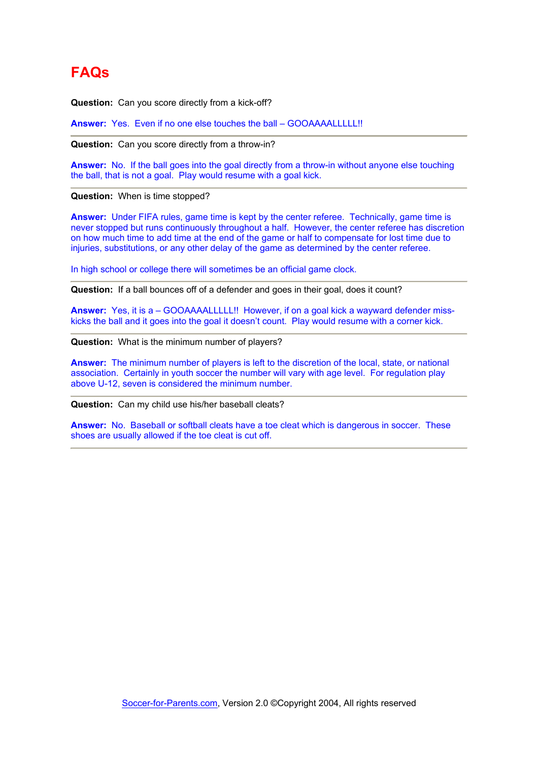# FAQs

**Question:** Can you score directly from a kick-off?

**Answer:** Yes. Even if no one else touches the ball – GOOAAAALLLLL!!

---

**Question:** Can you score directly from a throw-in?

**Answer:** No. If the ball goes into the goal directly from a throw-in without anyone else touching the ball, that is not a goal. Play would resume with a goal kick.

---

**Question:** When is time stopped?

**Answer:** Under FIFA rules, game time is kept by the center referee. Technically, game time is never stopped but runs continuously throughout a half. However, the center referee has discretion on how much time to add time at the end of the game or half to compensate for lost time due to injuries, substitutions, or any other delay of the game as determined by the center referee.

In high school or college there will sometimes be an official game clock.

---

**Question:** If a ball bounces off of a defender and goes in their goal, does it count?

**Answer:** Yes, it is a – GOOAAAALLLLL!! However, if on a goal kick a wayward defender miss-kicks the ball and it goes into the goal it doesn't count. Play would resume with a corner kick.

---

**Question:** What is the minimum number of players?

**Answer:** The minimum number of players is left to the discretion of the local, state, or national association. Certainly in youth soccer the number will vary with age level. For regulation play above U-12, seven is considered the minimum number.

---

**Question:** Can my child use his/her baseball cleats?

**Answer:** No. Baseball or softball cleats have a toe cleat which is dangerous in soccer. These shoes are usually allowed if the toe cleat is cut off.

---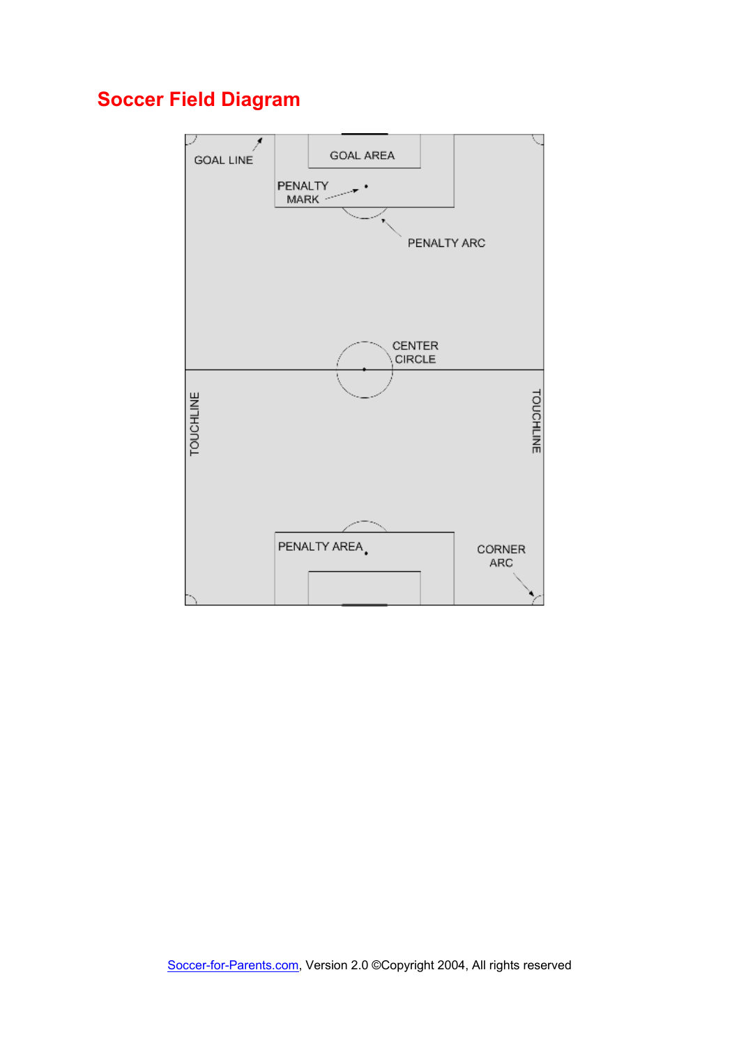# Soccer Field Diagram

GOAL LINE

GOAL AREA

PENALTY MARK

PENALTY ARC

CENTER CIRCLE

TOUCHLINE

TOUCHLINE

PENALTY AREA

CORNER ARC

Soccer-for-Parents.com, Version 2.0 ©Copyright 2004, All rights reserved